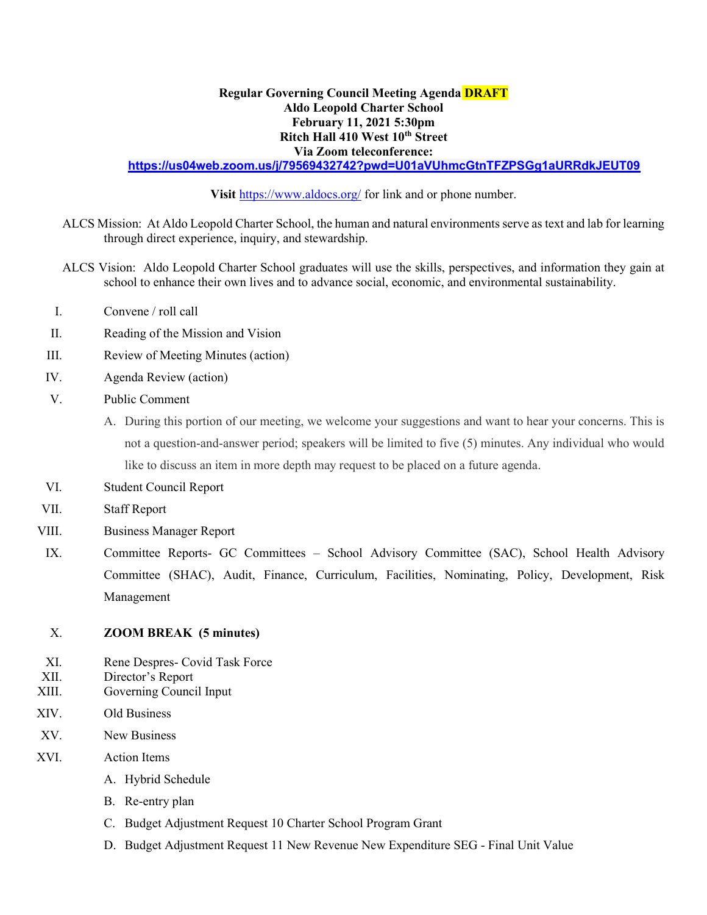**Regular Governing Council Meeting Agenda DRAFT**
**Aldo Leopold Charter School**
**February 11, 2021 5:30pm**
**Ritch Hall 410 West 10th Street**
**Via Zoom teleconference:**
**https://us04web.zoom.us/j/79569432742?pwd=U01aVUhmcGtnTFZPSGg1aURRdkJEUT09**

**Visit** https://www.aldocs.org/ for link and or phone number.

ALCS Mission: At Aldo Leopold Charter School, the human and natural environments serve as text and lab for learning through direct experience, inquiry, and stewardship.

ALCS Vision: Aldo Leopold Charter School graduates will use the skills, perspectives, and information they gain at school to enhance their own lives and to advance social, economic, and environmental sustainability.

I. Convene / roll call

II. Reading of the Mission and Vision

III. Review of Meeting Minutes (action)

IV. Agenda Review (action)

V. Public Comment

  A. During this portion of our meeting, we welcome your suggestions and want to hear your concerns. This is not a question-and-answer period; speakers will be limited to five (5) minutes. Any individual who would like to discuss an item in more depth may request to be placed on a future agenda.

VI. Student Council Report

VII. Staff Report

VIII. Business Manager Report

IX. Committee Reports- GC Committees – School Advisory Committee (SAC), School Health Advisory Committee (SHAC), Audit, Finance, Curriculum, Facilities, Nominating, Policy, Development, Risk Management

X. **ZOOM BREAK (5 minutes)**

XI. Rene Despres- Covid Task Force

XII. Director's Report

XIII. Governing Council Input

XIV. Old Business

XV. New Business

XVI. Action Items

  A. Hybrid Schedule

  B. Re-entry plan

  C. Budget Adjustment Request 10 Charter School Program Grant

  D. Budget Adjustment Request 11 New Revenue New Expenditure SEG - Final Unit Value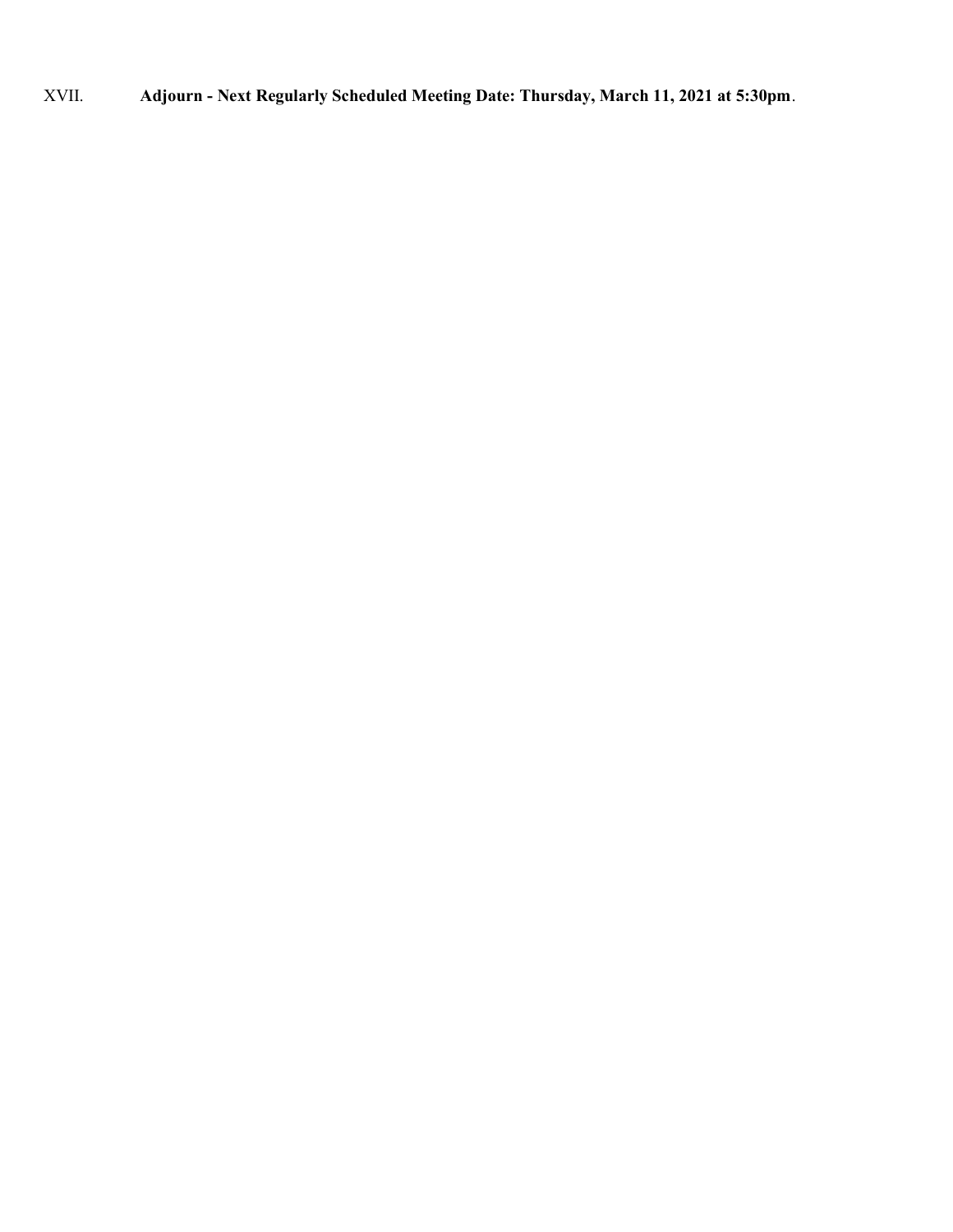XVII. **Adjourn - Next Regularly Scheduled Meeting Date: Thursday, March 11, 2021 at 5:30pm**.